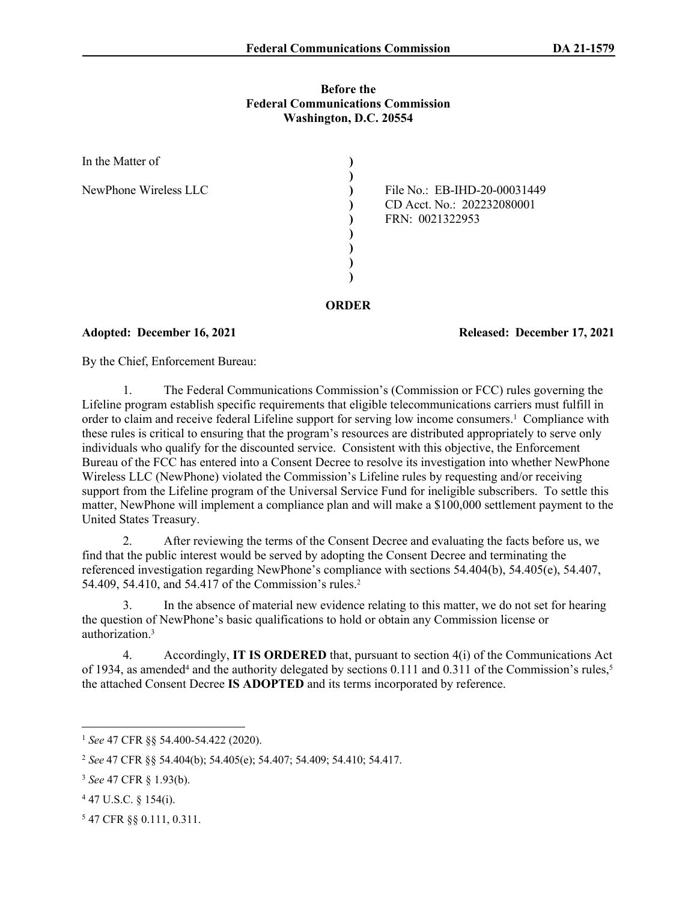**Before the**
**Federal Communications Commission**
**Washington, D.C. 20554**

| | | |
|---|---|---|
| In the Matter of | ) | |
| | ) | |
| NewPhone Wireless LLC | ) | File No.: EB-IHD-20-00031449 |
| | ) | CD Acct. No.: 202232080001 |
| | ) | FRN: 0021322953 |
| | ) | |
| | ) | |
| | ) | |
| | ) | |

## ORDER

**Adopted: December 16, 2021** **Released: December 17, 2021**

By the Chief, Enforcement Bureau:

1. The Federal Communications Commission's (Commission or FCC) rules governing the Lifeline program establish specific requirements that eligible telecommunications carriers must fulfill in order to claim and receive federal Lifeline support for serving low income consumers.[1] Compliance with these rules is critical to ensuring that the program's resources are distributed appropriately to serve only individuals who qualify for the discounted service. Consistent with this objective, the Enforcement Bureau of the FCC has entered into a Consent Decree to resolve its investigation into whether NewPhone Wireless LLC (NewPhone) violated the Commission's Lifeline rules by requesting and/or receiving support from the Lifeline program of the Universal Service Fund for ineligible subscribers. To settle this matter, NewPhone will implement a compliance plan and will make a $100,000 settlement payment to the United States Treasury.

2. After reviewing the terms of the Consent Decree and evaluating the facts before us, we find that the public interest would be served by adopting the Consent Decree and terminating the referenced investigation regarding NewPhone's compliance with sections 54.404(b), 54.405(e), 54.407, 54.409, 54.410, and 54.417 of the Commission's rules.[2]

3. In the absence of material new evidence relating to this matter, we do not set for hearing the question of NewPhone's basic qualifications to hold or obtain any Commission license or authorization.[3]

4. Accordingly, **IT IS ORDERED** that, pursuant to section 4(i) of the Communications Act of 1934, as amended[4] and the authority delegated by sections 0.111 and 0.311 of the Commission's rules,[5] the attached Consent Decree **IS ADOPTED** and its terms incorporated by reference.

---

[1] *See* 47 CFR §§ 54.400-54.422 (2020).

[2] *See* 47 CFR §§ 54.404(b); 54.405(e); 54.407; 54.409; 54.410; 54.417.

[3] *See* 47 CFR § 1.93(b).

[4] 47 U.S.C. § 154(i).

[5] 47 CFR §§ 0.111, 0.311.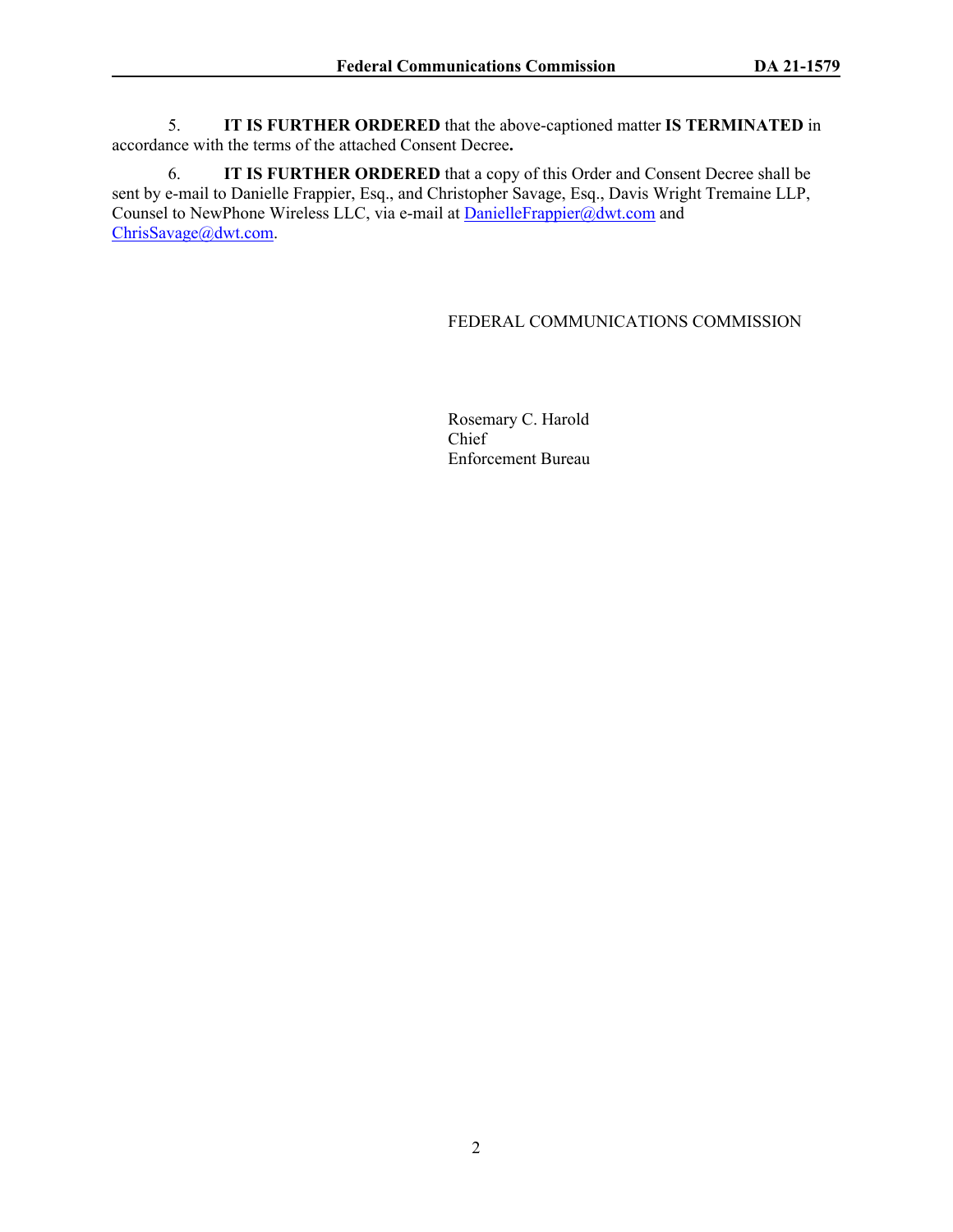5. **IT IS FURTHER ORDERED** that the above-captioned matter **IS TERMINATED** in accordance with the terms of the attached Consent Decree**.**

6. **IT IS FURTHER ORDERED** that a copy of this Order and Consent Decree shall be sent by e-mail to Danielle Frappier, Esq., and Christopher Savage, Esq., Davis Wright Tremaine LLP, Counsel to NewPhone Wireless LLC, via e-mail at DanielleFrappier@dwt.com and ChrisSavage@dwt.com.

FEDERAL COMMUNICATIONS COMMISSION

Rosemary C. Harold
Chief
Enforcement Bureau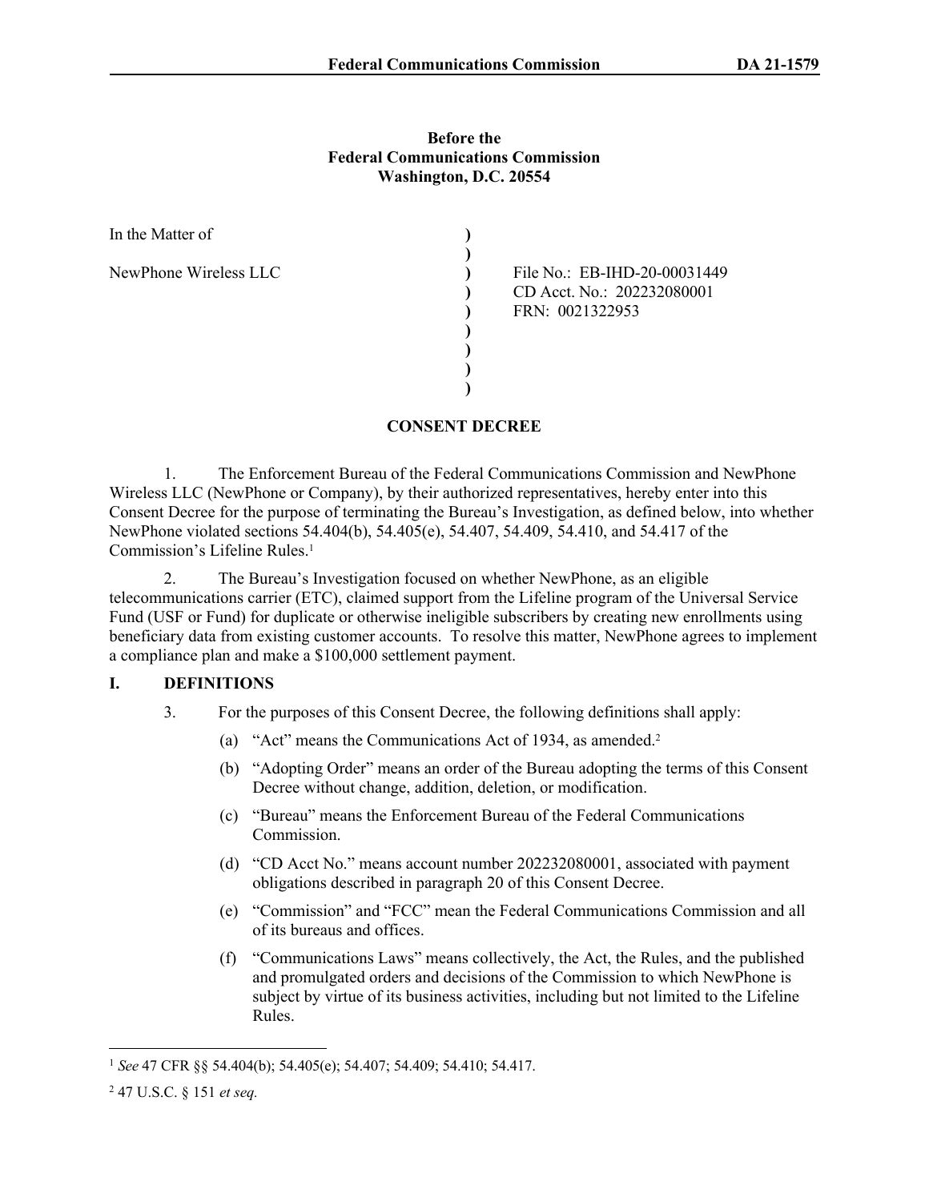**Before the**
**Federal Communications Commission**
**Washington, D.C. 20554**

| | | |
|---|---|---|
| In the Matter of | ) | |
| | ) | |
| NewPhone Wireless LLC | ) | File No.: EB-IHD-20-00031449 |
| | ) | CD Acct. No.: 202232080001 |
| | ) | FRN: 0021322953 |
| | ) | |
| | ) | |
| | ) | |
| | ) | |

## CONSENT DECREE

1. The Enforcement Bureau of the Federal Communications Commission and NewPhone Wireless LLC (NewPhone or Company), by their authorized representatives, hereby enter into this Consent Decree for the purpose of terminating the Bureau's Investigation, as defined below, into whether NewPhone violated sections 54.404(b), 54.405(e), 54.407, 54.409, 54.410, and 54.417 of the Commission's Lifeline Rules.[1]

2. The Bureau's Investigation focused on whether NewPhone, as an eligible telecommunications carrier (ETC), claimed support from the Lifeline program of the Universal Service Fund (USF or Fund) for duplicate or otherwise ineligible subscribers by creating new enrollments using beneficiary data from existing customer accounts. To resolve this matter, NewPhone agrees to implement a compliance plan and make a $100,000 settlement payment.

## I. DEFINITIONS

3. For the purposes of this Consent Decree, the following definitions shall apply:

   (a) "Act" means the Communications Act of 1934, as amended.[2]

   (b) "Adopting Order" means an order of the Bureau adopting the terms of this Consent Decree without change, addition, deletion, or modification.

   (c) "Bureau" means the Enforcement Bureau of the Federal Communications Commission.

   (d) "CD Acct No." means account number 202232080001, associated with payment obligations described in paragraph 20 of this Consent Decree.

   (e) "Commission" and "FCC" mean the Federal Communications Commission and all of its bureaus and offices.

   (f) "Communications Laws" means collectively, the Act, the Rules, and the published and promulgated orders and decisions of the Commission to which NewPhone is subject by virtue of its business activities, including but not limited to the Lifeline Rules.

---

[1] *See* 47 CFR §§ 54.404(b); 54.405(e); 54.407; 54.409; 54.410; 54.417.

[2] 47 U.S.C. § 151 *et seq.*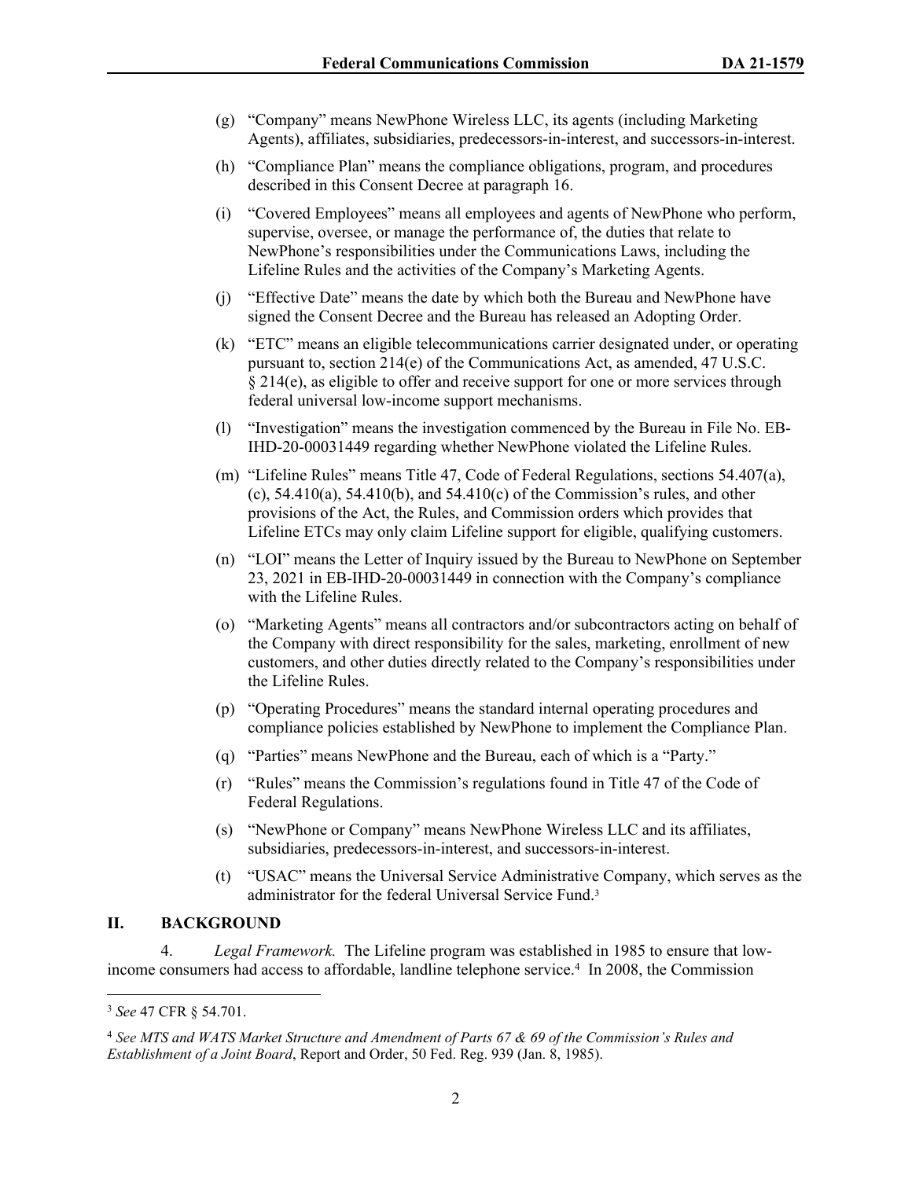(g) "Company" means NewPhone Wireless LLC, its agents (including Marketing Agents), affiliates, subsidiaries, predecessors-in-interest, and successors-in-interest.

(h) "Compliance Plan" means the compliance obligations, program, and procedures described in this Consent Decree at paragraph 16.

(i) "Covered Employees" means all employees and agents of NewPhone who perform, supervise, oversee, or manage the performance of, the duties that relate to NewPhone's responsibilities under the Communications Laws, including the Lifeline Rules and the activities of the Company's Marketing Agents.

(j) "Effective Date" means the date by which both the Bureau and NewPhone have signed the Consent Decree and the Bureau has released an Adopting Order.

(k) "ETC" means an eligible telecommunications carrier designated under, or operating pursuant to, section 214(e) of the Communications Act, as amended, 47 U.S.C. § 214(e), as eligible to offer and receive support for one or more services through federal universal low-income support mechanisms.

(l) "Investigation" means the investigation commenced by the Bureau in File No. EB-IHD-20-00031449 regarding whether NewPhone violated the Lifeline Rules.

(m) "Lifeline Rules" means Title 47, Code of Federal Regulations, sections 54.407(a), (c), 54.410(a), 54.410(b), and 54.410(c) of the Commission's rules, and other provisions of the Act, the Rules, and Commission orders which provides that Lifeline ETCs may only claim Lifeline support for eligible, qualifying customers.

(n) "LOI" means the Letter of Inquiry issued by the Bureau to NewPhone on September 23, 2021 in EB-IHD-20-00031449 in connection with the Company's compliance with the Lifeline Rules.

(o) "Marketing Agents" means all contractors and/or subcontractors acting on behalf of the Company with direct responsibility for the sales, marketing, enrollment of new customers, and other duties directly related to the Company's responsibilities under the Lifeline Rules.

(p) "Operating Procedures" means the standard internal operating procedures and compliance policies established by NewPhone to implement the Compliance Plan.

(q) "Parties" means NewPhone and the Bureau, each of which is a "Party."

(r) "Rules" means the Commission's regulations found in Title 47 of the Code of Federal Regulations.

(s) "NewPhone or Company" means NewPhone Wireless LLC and its affiliates, subsidiaries, predecessors-in-interest, and successors-in-interest.

(t) "USAC" means the Universal Service Administrative Company, which serves as the administrator for the federal Universal Service Fund.[3]

## II. BACKGROUND

4. *Legal Framework.* The Lifeline program was established in 1985 to ensure that low-income consumers had access to affordable, landline telephone service.[4] In 2008, the Commission

[3] *See* 47 CFR § 54.701.

[4] *See MTS and WATS Market Structure and Amendment of Parts 67 & 69 of the Commission's Rules and Establishment of a Joint Board*, Report and Order, 50 Fed. Reg. 939 (Jan. 8, 1985).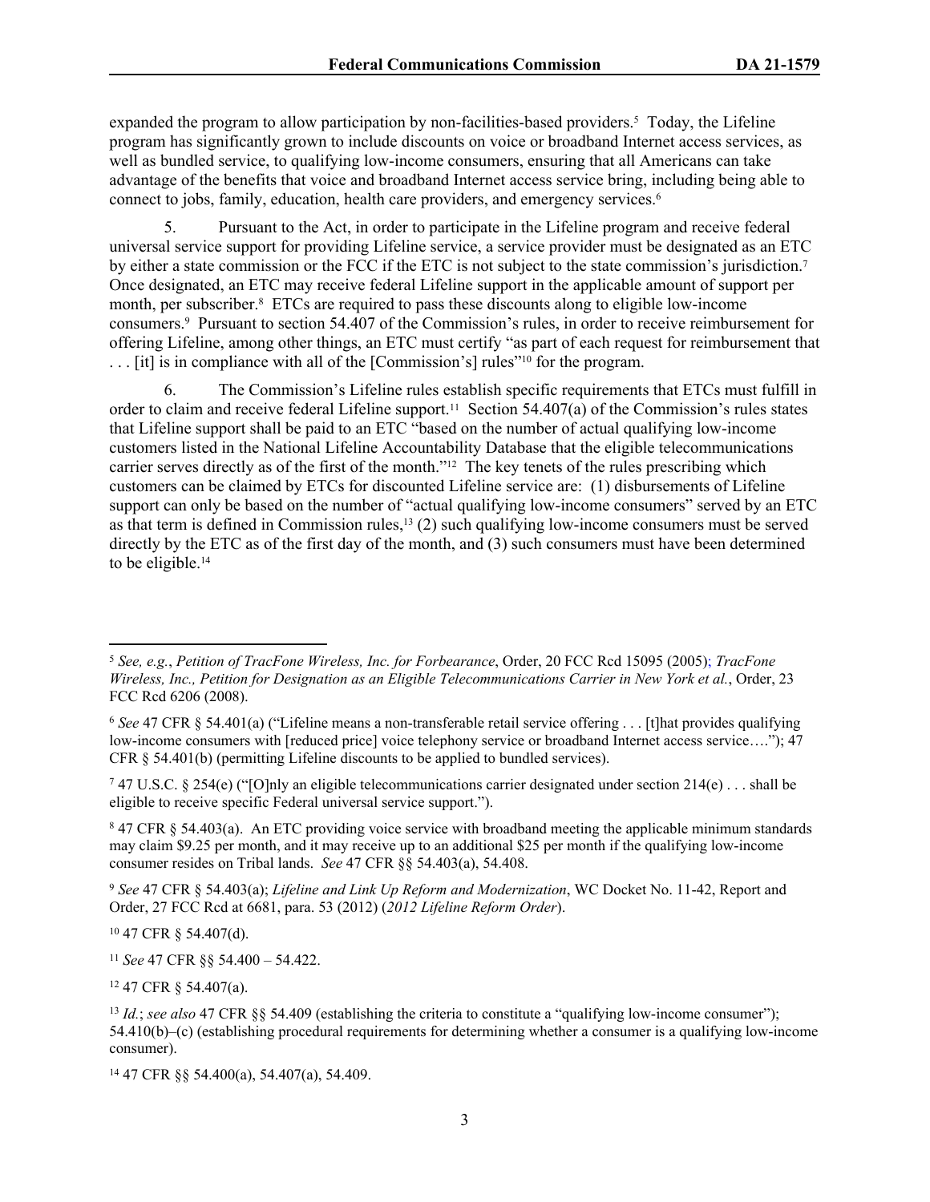expanded the program to allow participation by non-facilities-based providers.[5] Today, the Lifeline program has significantly grown to include discounts on voice or broadband Internet access services, as well as bundled service, to qualifying low-income consumers, ensuring that all Americans can take advantage of the benefits that voice and broadband Internet access service bring, including being able to connect to jobs, family, education, health care providers, and emergency services.[6]

5. Pursuant to the Act, in order to participate in the Lifeline program and receive federal universal service support for providing Lifeline service, a service provider must be designated as an ETC by either a state commission or the FCC if the ETC is not subject to the state commission's jurisdiction.[7] Once designated, an ETC may receive federal Lifeline support in the applicable amount of support per month, per subscriber.[8] ETCs are required to pass these discounts along to eligible low-income consumers.[9] Pursuant to section 54.407 of the Commission's rules, in order to receive reimbursement for offering Lifeline, among other things, an ETC must certify "as part of each request for reimbursement that . . . [it] is in compliance with all of the [Commission's] rules"[10] for the program.

6. The Commission's Lifeline rules establish specific requirements that ETCs must fulfill in order to claim and receive federal Lifeline support.[11] Section 54.407(a) of the Commission's rules states that Lifeline support shall be paid to an ETC "based on the number of actual qualifying low-income customers listed in the National Lifeline Accountability Database that the eligible telecommunications carrier serves directly as of the first of the month."[12] The key tenets of the rules prescribing which customers can be claimed by ETCs for discounted Lifeline service are: (1) disbursements of Lifeline support can only be based on the number of "actual qualifying low-income consumers" served by an ETC as that term is defined in Commission rules,[13] (2) such qualifying low-income consumers must be served directly by the ETC as of the first day of the month, and (3) such consumers must have been determined to be eligible.[14]

---

[5] *See, e.g.*, *Petition of TracFone Wireless, Inc. for Forbearance*, Order, 20 FCC Rcd 15095 (2005); *TracFone Wireless, Inc., Petition for Designation as an Eligible Telecommunications Carrier in New York et al.*, Order, 23 FCC Rcd 6206 (2008).

[6] *See* 47 CFR § 54.401(a) ("Lifeline means a non-transferable retail service offering . . . [t]hat provides qualifying low-income consumers with [reduced price] voice telephony service or broadband Internet access service…."); 47 CFR § 54.401(b) (permitting Lifeline discounts to be applied to bundled services).

[7] 47 U.S.C. § 254(e) ("[O]nly an eligible telecommunications carrier designated under section 214(e) . . . shall be eligible to receive specific Federal universal service support.").

[8] 47 CFR § 54.403(a). An ETC providing voice service with broadband meeting the applicable minimum standards may claim $9.25 per month, and it may receive up to an additional $25 per month if the qualifying low-income consumer resides on Tribal lands. *See* 47 CFR §§ 54.403(a), 54.408.

[9] *See* 47 CFR § 54.403(a); *Lifeline and Link Up Reform and Modernization*, WC Docket No. 11-42, Report and Order, 27 FCC Rcd at 6681, para. 53 (2012) (*2012 Lifeline Reform Order*).

[10] 47 CFR § 54.407(d).

[11] *See* 47 CFR §§ 54.400 – 54.422.

[12] 47 CFR § 54.407(a).

[13] *Id.*; *see also* 47 CFR §§ 54.409 (establishing the criteria to constitute a "qualifying low-income consumer"); 54.410(b)–(c) (establishing procedural requirements for determining whether a consumer is a qualifying low-income consumer).

[14] 47 CFR §§ 54.400(a), 54.407(a), 54.409.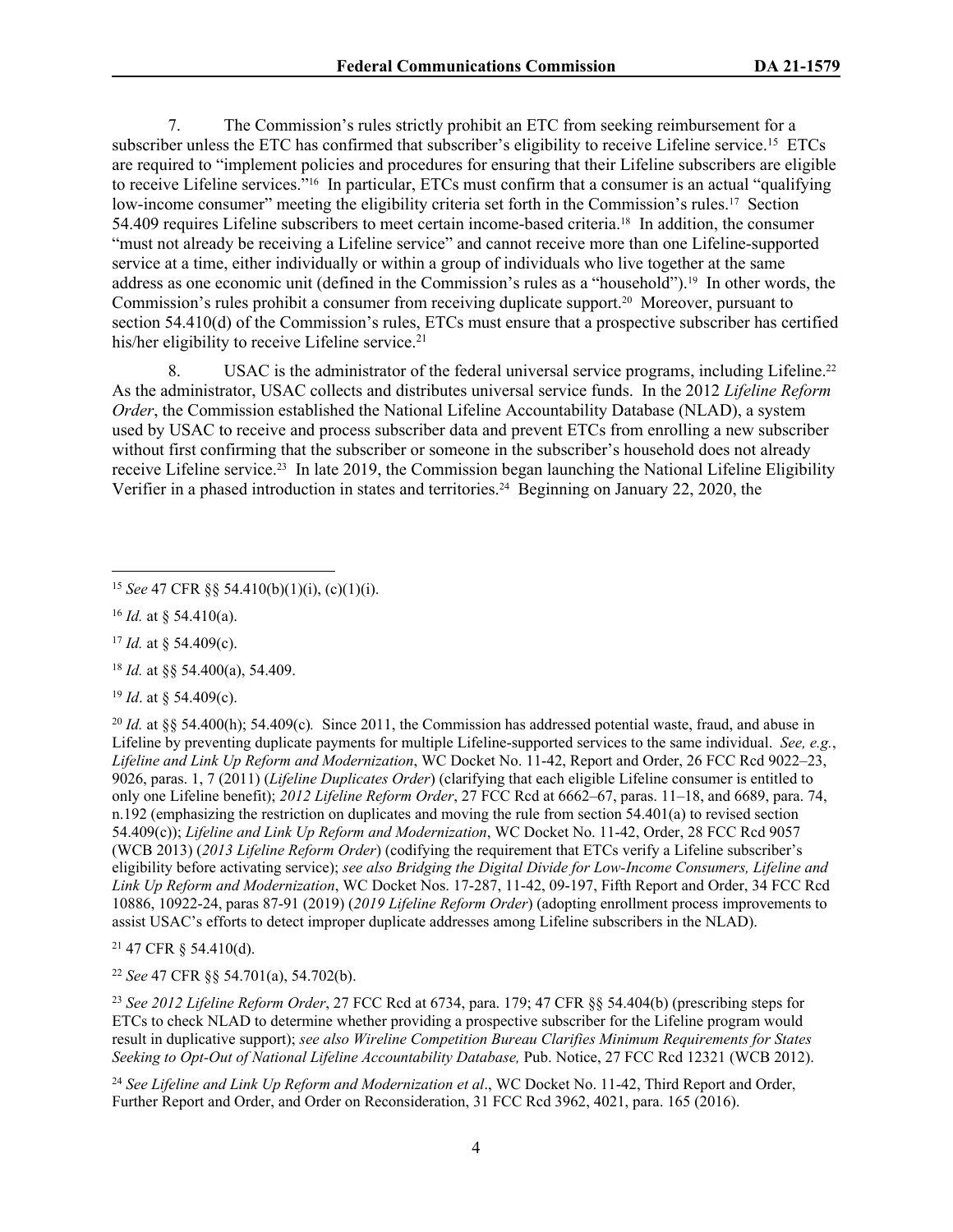7. The Commission's rules strictly prohibit an ETC from seeking reimbursement for a subscriber unless the ETC has confirmed that subscriber's eligibility to receive Lifeline service.[15] ETCs are required to "implement policies and procedures for ensuring that their Lifeline subscribers are eligible to receive Lifeline services."[16] In particular, ETCs must confirm that a consumer is an actual "qualifying low-income consumer" meeting the eligibility criteria set forth in the Commission's rules.[17] Section 54.409 requires Lifeline subscribers to meet certain income-based criteria.[18] In addition, the consumer "must not already be receiving a Lifeline service" and cannot receive more than one Lifeline-supported service at a time, either individually or within a group of individuals who live together at the same address as one economic unit (defined in the Commission's rules as a "household").[19] In other words, the Commission's rules prohibit a consumer from receiving duplicate support.[20] Moreover, pursuant to section 54.410(d) of the Commission's rules, ETCs must ensure that a prospective subscriber has certified his/her eligibility to receive Lifeline service.[21]

8. USAC is the administrator of the federal universal service programs, including Lifeline.[22] As the administrator, USAC collects and distributes universal service funds. In the 2012 *Lifeline Reform Order*, the Commission established the National Lifeline Accountability Database (NLAD), a system used by USAC to receive and process subscriber data and prevent ETCs from enrolling a new subscriber without first confirming that the subscriber or someone in the subscriber's household does not already receive Lifeline service.[23] In late 2019, the Commission began launching the National Lifeline Eligibility Verifier in a phased introduction in states and territories.[24] Beginning on January 22, 2020, the

---

[15] *See* 47 CFR §§ 54.410(b)(1)(i), (c)(1)(i).

[16] *Id.* at § 54.410(a).

[17] *Id.* at § 54.409(c).

[18] *Id.* at §§ 54.400(a), 54.409.

[19] *Id*. at § 54.409(c).

[20] *Id.* at §§ 54.400(h); 54.409(c)*.* Since 2011, the Commission has addressed potential waste, fraud, and abuse in Lifeline by preventing duplicate payments for multiple Lifeline-supported services to the same individual. *See, e.g.*, *Lifeline and Link Up Reform and Modernization*, WC Docket No. 11-42, Report and Order, 26 FCC Rcd 9022–23, 9026, paras. 1, 7 (2011) (*Lifeline Duplicates Order*) (clarifying that each eligible Lifeline consumer is entitled to only one Lifeline benefit); *2012 Lifeline Reform Order*, 27 FCC Rcd at 6662–67, paras. 11–18, and 6689, para. 74, n.192 (emphasizing the restriction on duplicates and moving the rule from section 54.401(a) to revised section 54.409(c)); *Lifeline and Link Up Reform and Modernization*, WC Docket No. 11-42, Order, 28 FCC Rcd 9057 (WCB 2013) (*2013 Lifeline Reform Order*) (codifying the requirement that ETCs verify a Lifeline subscriber's eligibility before activating service); *see also Bridging the Digital Divide for Low-Income Consumers, Lifeline and Link Up Reform and Modernization*, WC Docket Nos. 17-287, 11-42, 09-197, Fifth Report and Order, 34 FCC Rcd 10886, 10922-24, paras 87-91 (2019) (*2019 Lifeline Reform Order*) (adopting enrollment process improvements to assist USAC's efforts to detect improper duplicate addresses among Lifeline subscribers in the NLAD).

[21] 47 CFR § 54.410(d).

[22] *See* 47 CFR §§ 54.701(a), 54.702(b).

[23] *See 2012 Lifeline Reform Order*, 27 FCC Rcd at 6734, para. 179; 47 CFR §§ 54.404(b) (prescribing steps for ETCs to check NLAD to determine whether providing a prospective subscriber for the Lifeline program would result in duplicative support); *see also Wireline Competition Bureau Clarifies Minimum Requirements for States Seeking to Opt-Out of National Lifeline Accountability Database,* Pub. Notice, 27 FCC Rcd 12321 (WCB 2012).

[24] *See Lifeline and Link Up Reform and Modernization et al*., WC Docket No. 11-42, Third Report and Order, Further Report and Order, and Order on Reconsideration, 31 FCC Rcd 3962, 4021, para. 165 (2016).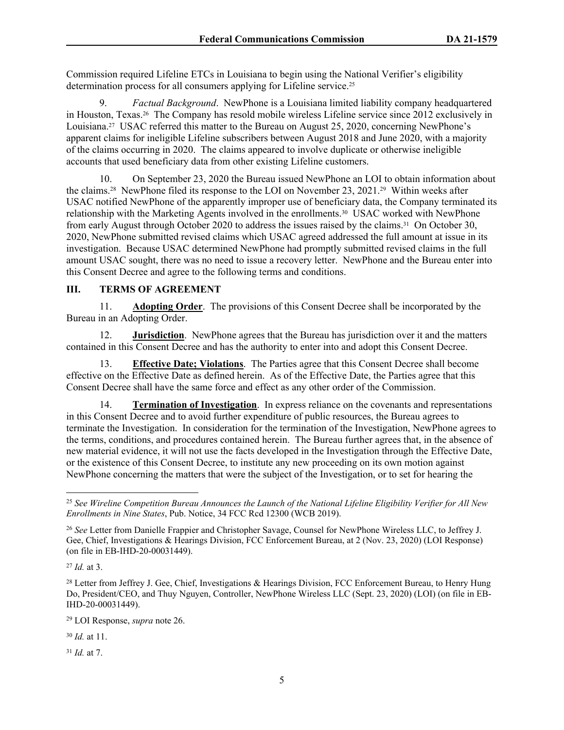Commission required Lifeline ETCs in Louisiana to begin using the National Verifier's eligibility determination process for all consumers applying for Lifeline service.[25]

9. *Factual Background*. NewPhone is a Louisiana limited liability company headquartered in Houston, Texas.[26] The Company has resold mobile wireless Lifeline service since 2012 exclusively in Louisiana.[27] USAC referred this matter to the Bureau on August 25, 2020, concerning NewPhone's apparent claims for ineligible Lifeline subscribers between August 2018 and June 2020, with a majority of the claims occurring in 2020. The claims appeared to involve duplicate or otherwise ineligible accounts that used beneficiary data from other existing Lifeline customers.

10. On September 23, 2020 the Bureau issued NewPhone an LOI to obtain information about the claims.[28] NewPhone filed its response to the LOI on November 23, 2021.[29] Within weeks after USAC notified NewPhone of the apparently improper use of beneficiary data, the Company terminated its relationship with the Marketing Agents involved in the enrollments.[30] USAC worked with NewPhone from early August through October 2020 to address the issues raised by the claims.[31] On October 30, 2020, NewPhone submitted revised claims which USAC agreed addressed the full amount at issue in its investigation. Because USAC determined NewPhone had promptly submitted revised claims in the full amount USAC sought, there was no need to issue a recovery letter. NewPhone and the Bureau enter into this Consent Decree and agree to the following terms and conditions.

## III. TERMS OF AGREEMENT

11. **Adopting Order**. The provisions of this Consent Decree shall be incorporated by the Bureau in an Adopting Order.

12. **Jurisdiction**. NewPhone agrees that the Bureau has jurisdiction over it and the matters contained in this Consent Decree and has the authority to enter into and adopt this Consent Decree.

13. **Effective Date; Violations**. The Parties agree that this Consent Decree shall become effective on the Effective Date as defined herein. As of the Effective Date, the Parties agree that this Consent Decree shall have the same force and effect as any other order of the Commission.

14. **Termination of Investigation**. In express reliance on the covenants and representations in this Consent Decree and to avoid further expenditure of public resources, the Bureau agrees to terminate the Investigation. In consideration for the termination of the Investigation, NewPhone agrees to the terms, conditions, and procedures contained herein. The Bureau further agrees that, in the absence of new material evidence, it will not use the facts developed in the Investigation through the Effective Date, or the existence of this Consent Decree, to institute any new proceeding on its own motion against NewPhone concerning the matters that were the subject of the Investigation, or to set for hearing the

---

[25] *See Wireline Competition Bureau Announces the Launch of the National Lifeline Eligibility Verifier for All New Enrollments in Nine States*, Pub. Notice, 34 FCC Rcd 12300 (WCB 2019).

[26] *See* Letter from Danielle Frappier and Christopher Savage, Counsel for NewPhone Wireless LLC, to Jeffrey J. Gee, Chief, Investigations & Hearings Division, FCC Enforcement Bureau, at 2 (Nov. 23, 2020) (LOI Response) (on file in EB-IHD-20-00031449).

[27] *Id.* at 3.

[28] Letter from Jeffrey J. Gee, Chief, Investigations & Hearings Division, FCC Enforcement Bureau, to Henry Hung Do, President/CEO, and Thuy Nguyen, Controller, NewPhone Wireless LLC (Sept. 23, 2020) (LOI) (on file in EB-IHD-20-00031449).

[29] LOI Response, *supra* note 26.

[30] *Id.* at 11.

[31] *Id.* at 7.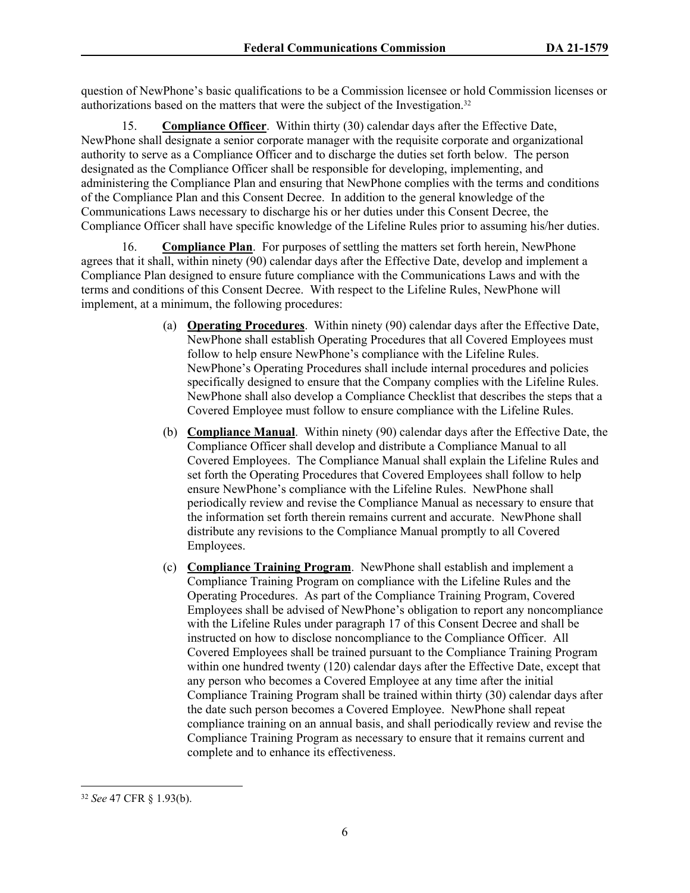question of NewPhone's basic qualifications to be a Commission licensee or hold Commission licenses or authorizations based on the matters that were the subject of the Investigation.[32]

15. **Compliance Officer**. Within thirty (30) calendar days after the Effective Date, NewPhone shall designate a senior corporate manager with the requisite corporate and organizational authority to serve as a Compliance Officer and to discharge the duties set forth below. The person designated as the Compliance Officer shall be responsible for developing, implementing, and administering the Compliance Plan and ensuring that NewPhone complies with the terms and conditions of the Compliance Plan and this Consent Decree. In addition to the general knowledge of the Communications Laws necessary to discharge his or her duties under this Consent Decree, the Compliance Officer shall have specific knowledge of the Lifeline Rules prior to assuming his/her duties.

16. **Compliance Plan**. For purposes of settling the matters set forth herein, NewPhone agrees that it shall, within ninety (90) calendar days after the Effective Date, develop and implement a Compliance Plan designed to ensure future compliance with the Communications Laws and with the terms and conditions of this Consent Decree. With respect to the Lifeline Rules, NewPhone will implement, at a minimum, the following procedures:

(a) **Operating Procedures**. Within ninety (90) calendar days after the Effective Date, NewPhone shall establish Operating Procedures that all Covered Employees must follow to help ensure NewPhone's compliance with the Lifeline Rules. NewPhone's Operating Procedures shall include internal procedures and policies specifically designed to ensure that the Company complies with the Lifeline Rules. NewPhone shall also develop a Compliance Checklist that describes the steps that a Covered Employee must follow to ensure compliance with the Lifeline Rules.

(b) **Compliance Manual**. Within ninety (90) calendar days after the Effective Date, the Compliance Officer shall develop and distribute a Compliance Manual to all Covered Employees. The Compliance Manual shall explain the Lifeline Rules and set forth the Operating Procedures that Covered Employees shall follow to help ensure NewPhone's compliance with the Lifeline Rules. NewPhone shall periodically review and revise the Compliance Manual as necessary to ensure that the information set forth therein remains current and accurate. NewPhone shall distribute any revisions to the Compliance Manual promptly to all Covered Employees.

(c) **Compliance Training Program**. NewPhone shall establish and implement a Compliance Training Program on compliance with the Lifeline Rules and the Operating Procedures. As part of the Compliance Training Program, Covered Employees shall be advised of NewPhone's obligation to report any noncompliance with the Lifeline Rules under paragraph 17 of this Consent Decree and shall be instructed on how to disclose noncompliance to the Compliance Officer. All Covered Employees shall be trained pursuant to the Compliance Training Program within one hundred twenty (120) calendar days after the Effective Date, except that any person who becomes a Covered Employee at any time after the initial Compliance Training Program shall be trained within thirty (30) calendar days after the date such person becomes a Covered Employee. NewPhone shall repeat compliance training on an annual basis, and shall periodically review and revise the Compliance Training Program as necessary to ensure that it remains current and complete and to enhance its effectiveness.

[32] *See* 47 CFR § 1.93(b).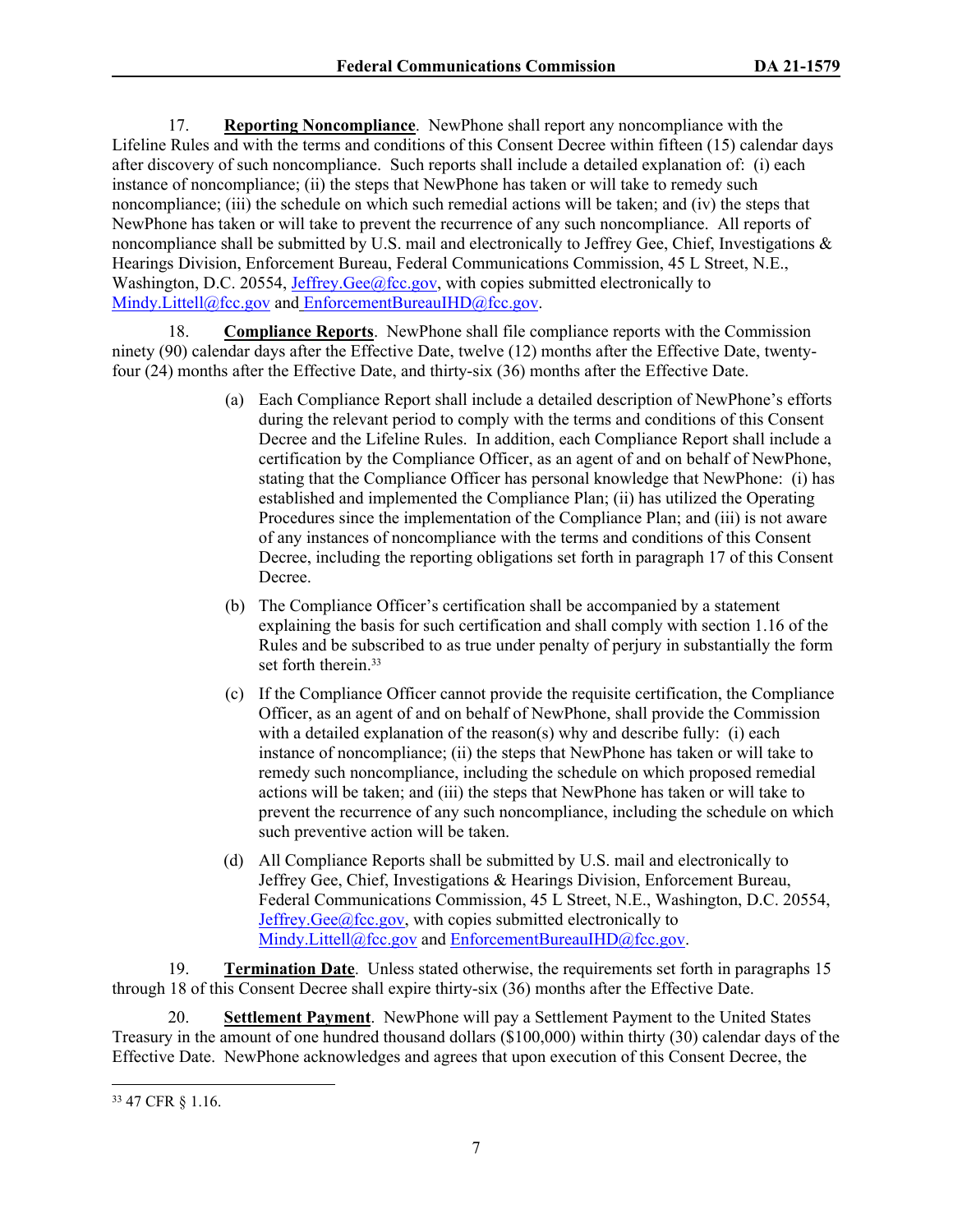17. **Reporting Noncompliance**. NewPhone shall report any noncompliance with the Lifeline Rules and with the terms and conditions of this Consent Decree within fifteen (15) calendar days after discovery of such noncompliance. Such reports shall include a detailed explanation of: (i) each instance of noncompliance; (ii) the steps that NewPhone has taken or will take to remedy such noncompliance; (iii) the schedule on which such remedial actions will be taken; and (iv) the steps that NewPhone has taken or will take to prevent the recurrence of any such noncompliance. All reports of noncompliance shall be submitted by U.S. mail and electronically to Jeffrey Gee, Chief, Investigations & Hearings Division, Enforcement Bureau, Federal Communications Commission, 45 L Street, N.E., Washington, D.C. 20554, Jeffrey.Gee@fcc.gov, with copies submitted electronically to Mindy.Littell@fcc.gov and EnforcementBureauIHD@fcc.gov.

18. **Compliance Reports**. NewPhone shall file compliance reports with the Commission ninety (90) calendar days after the Effective Date, twelve (12) months after the Effective Date, twenty-four (24) months after the Effective Date, and thirty-six (36) months after the Effective Date.

(a) Each Compliance Report shall include a detailed description of NewPhone's efforts during the relevant period to comply with the terms and conditions of this Consent Decree and the Lifeline Rules. In addition, each Compliance Report shall include a certification by the Compliance Officer, as an agent of and on behalf of NewPhone, stating that the Compliance Officer has personal knowledge that NewPhone: (i) has established and implemented the Compliance Plan; (ii) has utilized the Operating Procedures since the implementation of the Compliance Plan; and (iii) is not aware of any instances of noncompliance with the terms and conditions of this Consent Decree, including the reporting obligations set forth in paragraph 17 of this Consent Decree.

(b) The Compliance Officer's certification shall be accompanied by a statement explaining the basis for such certification and shall comply with section 1.16 of the Rules and be subscribed to as true under penalty of perjury in substantially the form set forth therein.[33]

(c) If the Compliance Officer cannot provide the requisite certification, the Compliance Officer, as an agent of and on behalf of NewPhone, shall provide the Commission with a detailed explanation of the reason(s) why and describe fully: (i) each instance of noncompliance; (ii) the steps that NewPhone has taken or will take to remedy such noncompliance, including the schedule on which proposed remedial actions will be taken; and (iii) the steps that NewPhone has taken or will take to prevent the recurrence of any such noncompliance, including the schedule on which such preventive action will be taken.

(d) All Compliance Reports shall be submitted by U.S. mail and electronically to Jeffrey Gee, Chief, Investigations & Hearings Division, Enforcement Bureau, Federal Communications Commission, 45 L Street, N.E., Washington, D.C. 20554, Jeffrey.Gee@fcc.gov, with copies submitted electronically to Mindy.Littell@fcc.gov and EnforcementBureauIHD@fcc.gov.

19. **Termination Date**. Unless stated otherwise, the requirements set forth in paragraphs 15 through 18 of this Consent Decree shall expire thirty-six (36) months after the Effective Date.

20. **Settlement Payment**. NewPhone will pay a Settlement Payment to the United States Treasury in the amount of one hundred thousand dollars ($100,000) within thirty (30) calendar days of the Effective Date. NewPhone acknowledges and agrees that upon execution of this Consent Decree, the

---

[33] 47 CFR § 1.16.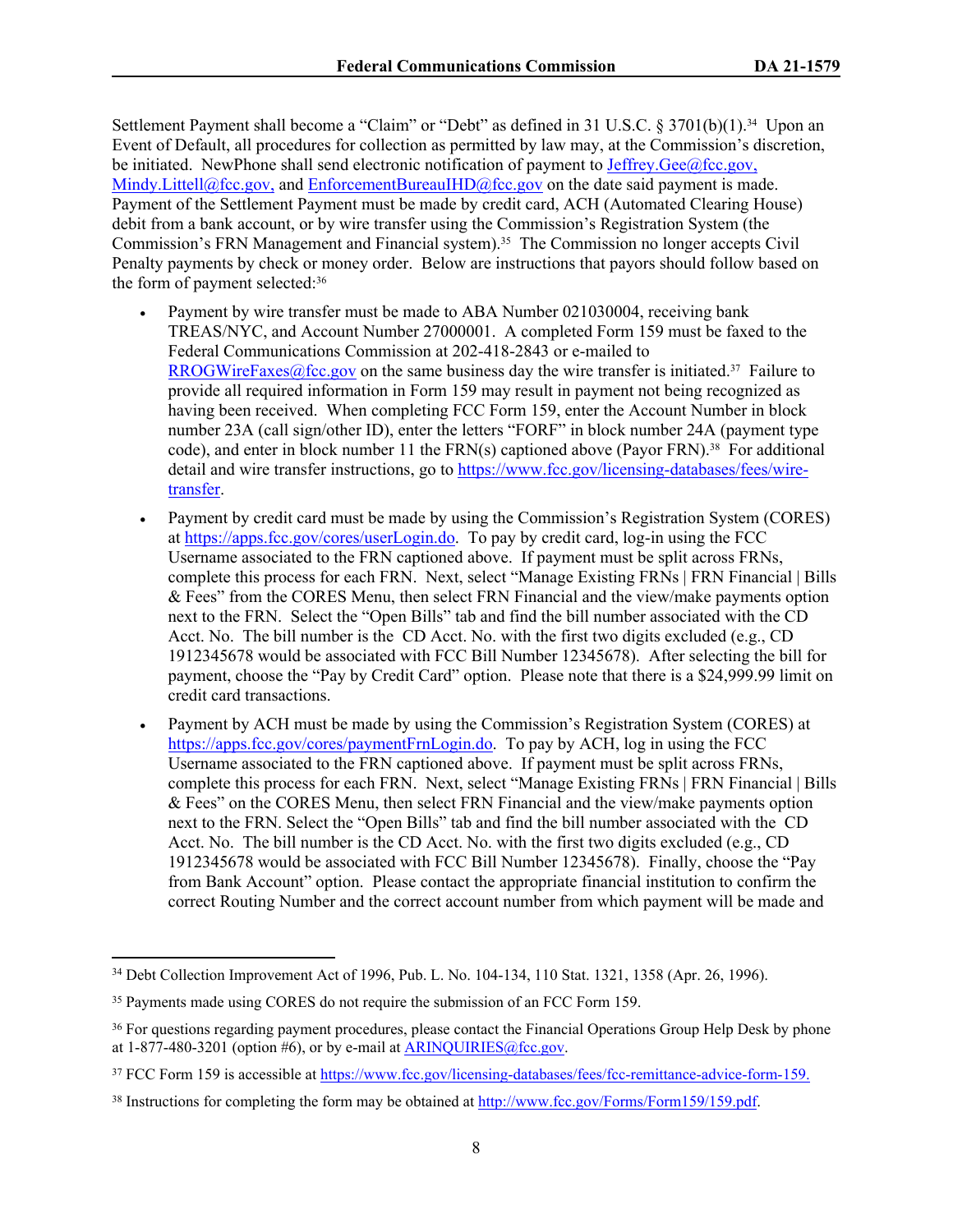Settlement Payment shall become a "Claim" or "Debt" as defined in 31 U.S.C. § 3701(b)(1).[34] Upon an Event of Default, all procedures for collection as permitted by law may, at the Commission's discretion, be initiated. NewPhone shall send electronic notification of payment to Jeffrey.Gee@fcc.gov, Mindy.Littell@fcc.gov, and EnforcementBureauIHD@fcc.gov on the date said payment is made. Payment of the Settlement Payment must be made by credit card, ACH (Automated Clearing House) debit from a bank account, or by wire transfer using the Commission's Registration System (the Commission's FRN Management and Financial system).[35] The Commission no longer accepts Civil Penalty payments by check or money order. Below are instructions that payors should follow based on the form of payment selected:[36]

- Payment by wire transfer must be made to ABA Number 021030004, receiving bank TREAS/NYC, and Account Number 27000001. A completed Form 159 must be faxed to the Federal Communications Commission at 202-418-2843 or e-mailed to RROGWireFaxes@fcc.gov on the same business day the wire transfer is initiated.[37] Failure to provide all required information in Form 159 may result in payment not being recognized as having been received. When completing FCC Form 159, enter the Account Number in block number 23A (call sign/other ID), enter the letters "FORF" in block number 24A (payment type code), and enter in block number 11 the FRN(s) captioned above (Payor FRN).[38] For additional detail and wire transfer instructions, go to https://www.fcc.gov/licensing-databases/fees/wire-transfer.
- Payment by credit card must be made by using the Commission's Registration System (CORES) at https://apps.fcc.gov/cores/userLogin.do. To pay by credit card, log-in using the FCC Username associated to the FRN captioned above. If payment must be split across FRNs, complete this process for each FRN. Next, select "Manage Existing FRNs | FRN Financial | Bills & Fees" from the CORES Menu, then select FRN Financial and the view/make payments option next to the FRN. Select the "Open Bills" tab and find the bill number associated with the CD Acct. No. The bill number is the CD Acct. No. with the first two digits excluded (e.g., CD 1912345678 would be associated with FCC Bill Number 12345678). After selecting the bill for payment, choose the "Pay by Credit Card" option. Please note that there is a $24,999.99 limit on credit card transactions.
- Payment by ACH must be made by using the Commission's Registration System (CORES) at https://apps.fcc.gov/cores/paymentFrnLogin.do. To pay by ACH, log in using the FCC Username associated to the FRN captioned above. If payment must be split across FRNs, complete this process for each FRN. Next, select "Manage Existing FRNs | FRN Financial | Bills & Fees" on the CORES Menu, then select FRN Financial and the view/make payments option next to the FRN. Select the "Open Bills" tab and find the bill number associated with the CD Acct. No. The bill number is the CD Acct. No. with the first two digits excluded (e.g., CD 1912345678 would be associated with FCC Bill Number 12345678). Finally, choose the "Pay from Bank Account" option. Please contact the appropriate financial institution to confirm the correct Routing Number and the correct account number from which payment will be made and

---

[34] Debt Collection Improvement Act of 1996, Pub. L. No. 104-134, 110 Stat. 1321, 1358 (Apr. 26, 1996).

[35] Payments made using CORES do not require the submission of an FCC Form 159.

[36] For questions regarding payment procedures, please contact the Financial Operations Group Help Desk by phone at 1-877-480-3201 (option #6), or by e-mail at ARINQUIRIES@fcc.gov.

[37] FCC Form 159 is accessible at https://www.fcc.gov/licensing-databases/fees/fcc-remittance-advice-form-159.

[38] Instructions for completing the form may be obtained at http://www.fcc.gov/Forms/Form159/159.pdf.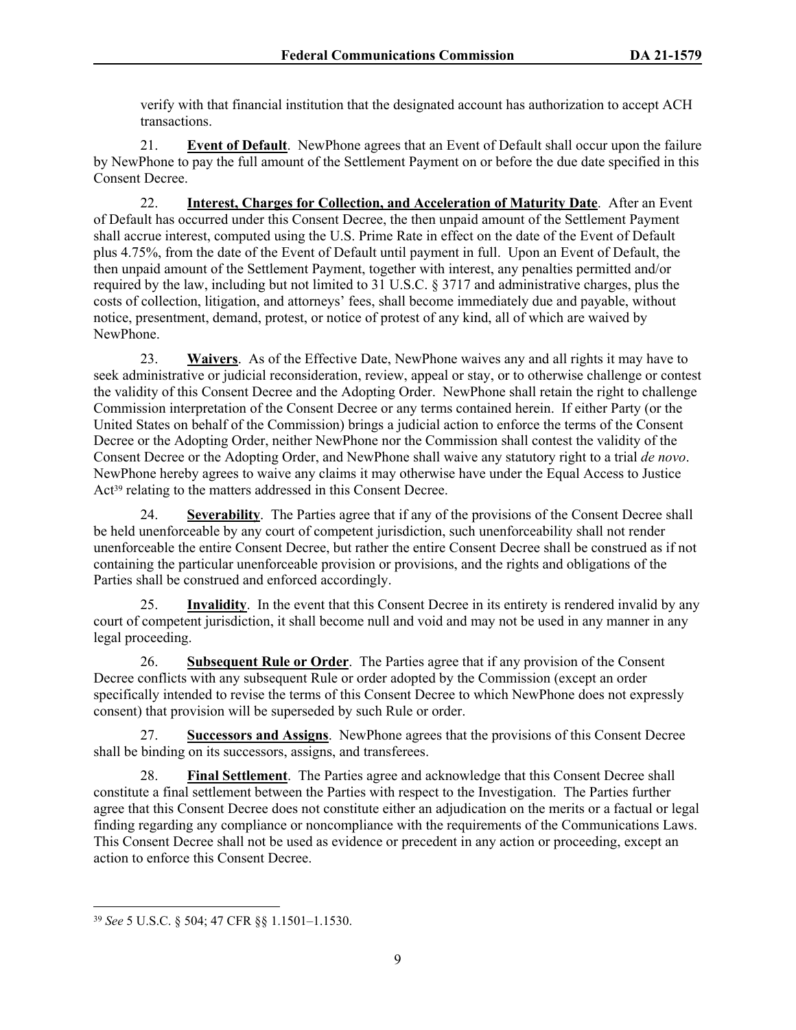verify with that financial institution that the designated account has authorization to accept ACH transactions.

21. **Event of Default**. NewPhone agrees that an Event of Default shall occur upon the failure by NewPhone to pay the full amount of the Settlement Payment on or before the due date specified in this Consent Decree.

22. **Interest, Charges for Collection, and Acceleration of Maturity Date**. After an Event of Default has occurred under this Consent Decree, the then unpaid amount of the Settlement Payment shall accrue interest, computed using the U.S. Prime Rate in effect on the date of the Event of Default plus 4.75%, from the date of the Event of Default until payment in full. Upon an Event of Default, the then unpaid amount of the Settlement Payment, together with interest, any penalties permitted and/or required by the law, including but not limited to 31 U.S.C. § 3717 and administrative charges, plus the costs of collection, litigation, and attorneys' fees, shall become immediately due and payable, without notice, presentment, demand, protest, or notice of protest of any kind, all of which are waived by NewPhone.

23. **Waivers**. As of the Effective Date, NewPhone waives any and all rights it may have to seek administrative or judicial reconsideration, review, appeal or stay, or to otherwise challenge or contest the validity of this Consent Decree and the Adopting Order. NewPhone shall retain the right to challenge Commission interpretation of the Consent Decree or any terms contained herein. If either Party (or the United States on behalf of the Commission) brings a judicial action to enforce the terms of the Consent Decree or the Adopting Order, neither NewPhone nor the Commission shall contest the validity of the Consent Decree or the Adopting Order, and NewPhone shall waive any statutory right to a trial *de novo*. NewPhone hereby agrees to waive any claims it may otherwise have under the Equal Access to Justice Act[39] relating to the matters addressed in this Consent Decree.

24. **Severability**. The Parties agree that if any of the provisions of the Consent Decree shall be held unenforceable by any court of competent jurisdiction, such unenforceability shall not render unenforceable the entire Consent Decree, but rather the entire Consent Decree shall be construed as if not containing the particular unenforceable provision or provisions, and the rights and obligations of the Parties shall be construed and enforced accordingly.

25. **Invalidity**. In the event that this Consent Decree in its entirety is rendered invalid by any court of competent jurisdiction, it shall become null and void and may not be used in any manner in any legal proceeding.

26. **Subsequent Rule or Order**. The Parties agree that if any provision of the Consent Decree conflicts with any subsequent Rule or order adopted by the Commission (except an order specifically intended to revise the terms of this Consent Decree to which NewPhone does not expressly consent) that provision will be superseded by such Rule or order.

27. **Successors and Assigns**. NewPhone agrees that the provisions of this Consent Decree shall be binding on its successors, assigns, and transferees.

28. **Final Settlement**. The Parties agree and acknowledge that this Consent Decree shall constitute a final settlement between the Parties with respect to the Investigation. The Parties further agree that this Consent Decree does not constitute either an adjudication on the merits or a factual or legal finding regarding any compliance or noncompliance with the requirements of the Communications Laws. This Consent Decree shall not be used as evidence or precedent in any action or proceeding, except an action to enforce this Consent Decree.

---

[39] *See* 5 U.S.C. § 504; 47 CFR §§ 1.1501–1.1530.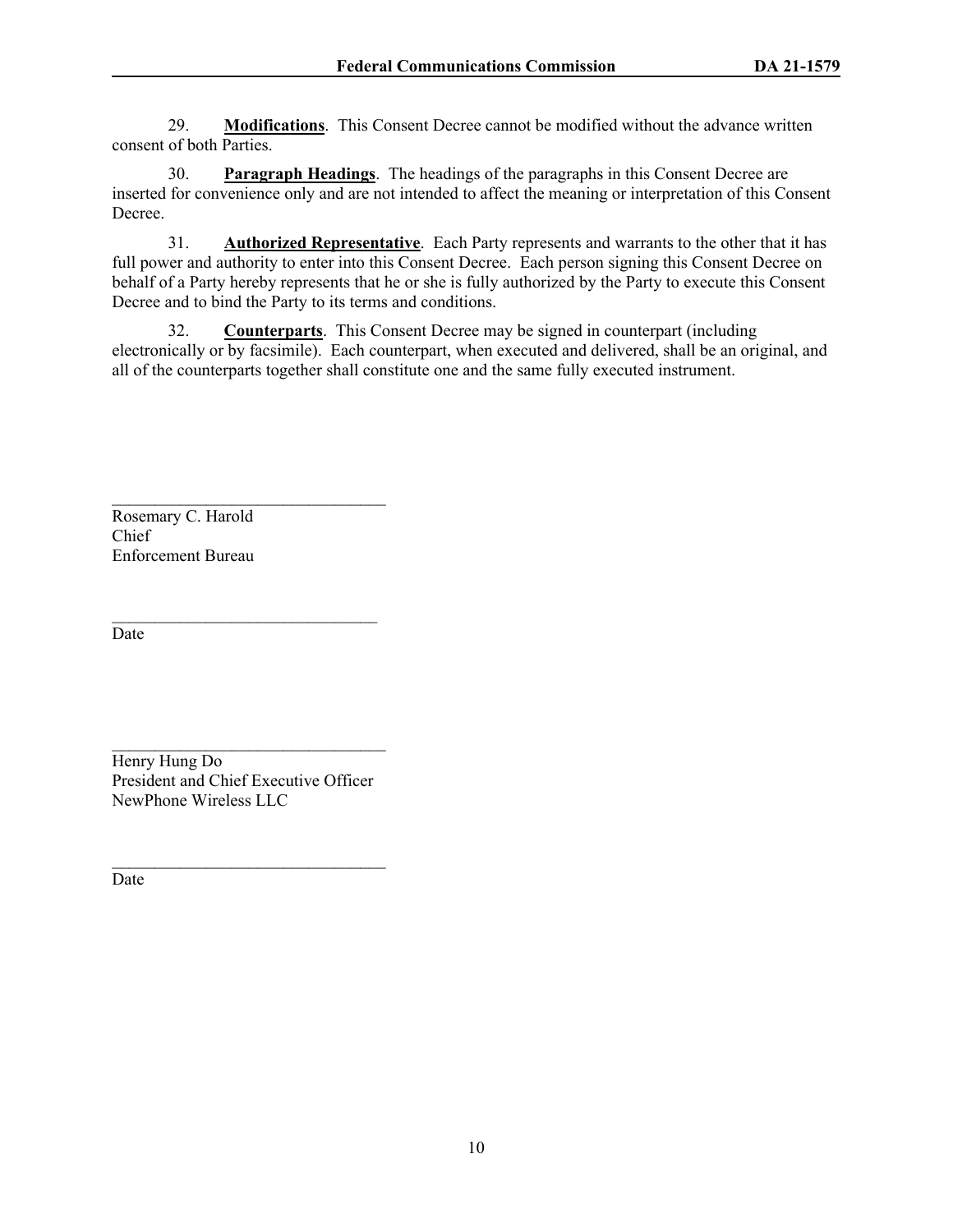29. **Modifications**. This Consent Decree cannot be modified without the advance written consent of both Parties.

30. **Paragraph Headings**. The headings of the paragraphs in this Consent Decree are inserted for convenience only and are not intended to affect the meaning or interpretation of this Consent Decree.

31. **Authorized Representative**. Each Party represents and warrants to the other that it has full power and authority to enter into this Consent Decree. Each person signing this Consent Decree on behalf of a Party hereby represents that he or she is fully authorized by the Party to execute this Consent Decree and to bind the Party to its terms and conditions.

32. **Counterparts**. This Consent Decree may be signed in counterpart (including electronically or by facsimile). Each counterpart, when executed and delivered, shall be an original, and all of the counterparts together shall constitute one and the same fully executed instrument.

\_\_\_\_\_\_\_\_\_\_\_\_\_\_\_\_\_\_\_\_\_\_\_\_\_\_\_\_\_\_\_\_
Rosemary C. Harold
Chief
Enforcement Bureau

\_\_\_\_\_\_\_\_\_\_\_\_\_\_\_\_\_\_\_\_\_\_\_\_\_\_\_\_\_\_\_\_
Date

\_\_\_\_\_\_\_\_\_\_\_\_\_\_\_\_\_\_\_\_\_\_\_\_\_\_\_\_\_\_\_\_
Henry Hung Do
President and Chief Executive Officer
NewPhone Wireless LLC

\_\_\_\_\_\_\_\_\_\_\_\_\_\_\_\_\_\_\_\_\_\_\_\_\_\_\_\_\_\_\_\_
Date